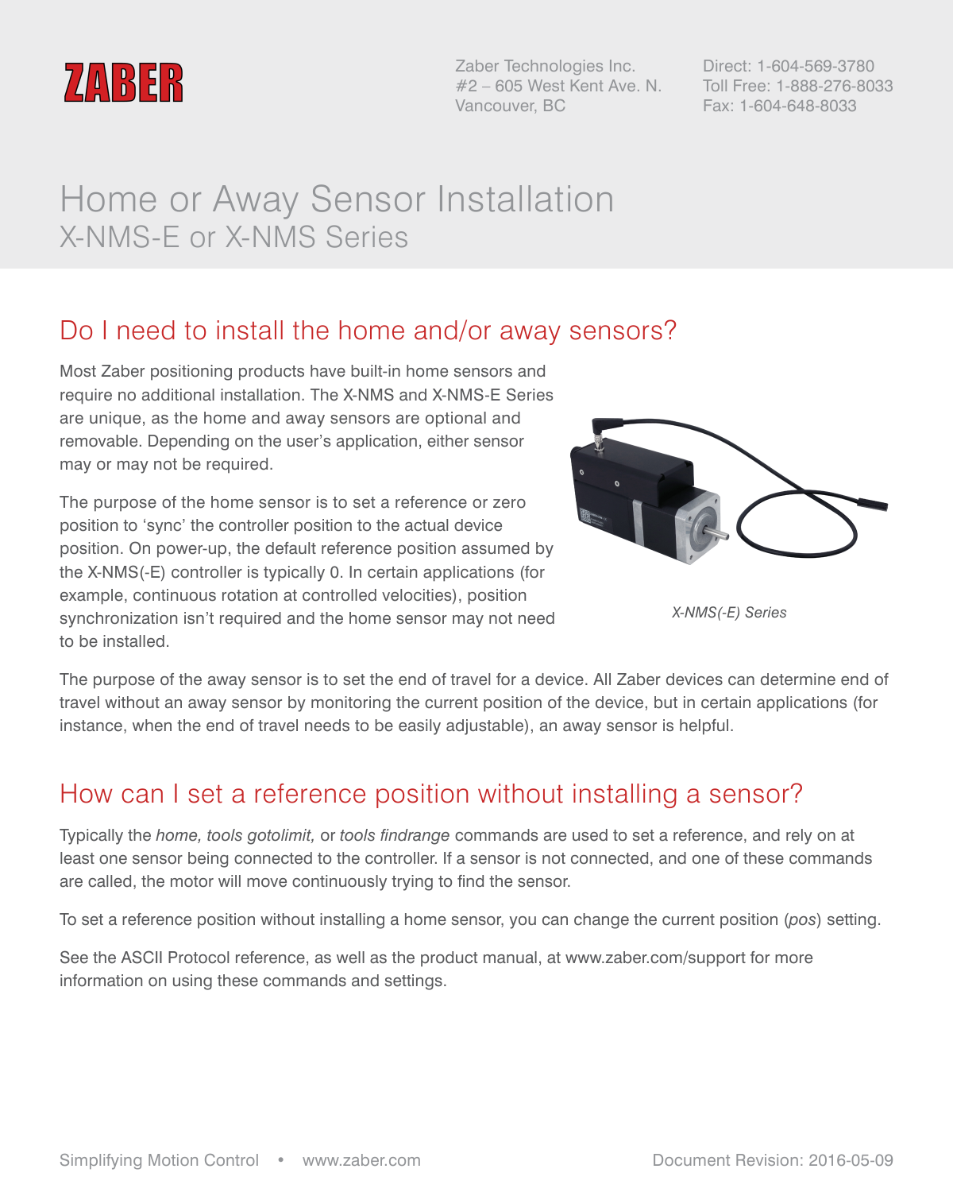ZABER

Zaber Technologies Inc.
#2 – 605 West Kent Ave. N.
Vancouver, BC

Direct: 1-604-569-3780
Toll Free: 1-888-276-8033
Fax: 1-604-648-8033

# Home or Away Sensor Installation

X-NMS-E or X-NMS Series

## Do I need to install the home and/or away sensors?

Most Zaber positioning products have built-in home sensors and require no additional installation. The X-NMS and X-NMS-E Series are unique, as the home and away sensors are optional and removable. Depending on the user's application, either sensor may or may not be required.

The purpose of the home sensor is to set a reference or zero position to 'sync' the controller position to the actual device position. On power-up, the default reference position assumed by the X-NMS(-E) controller is typically 0. In certain applications (for example, continuous rotation at controlled velocities), position synchronization isn't required and the home sensor may not need to be installed.

*X-NMS(-E) Series*

The purpose of the away sensor is to set the end of travel for a device. All Zaber devices can determine end of travel without an away sensor by monitoring the current position of the device, but in certain applications (for instance, when the end of travel needs to be easily adjustable), an away sensor is helpful.

## How can I set a reference position without installing a sensor?

Typically the *home, tools gotolimit,* or *tools findrange* commands are used to set a reference, and rely on at least one sensor being connected to the controller. If a sensor is not connected, and one of these commands are called, the motor will move continuously trying to find the sensor.

To set a reference position without installing a home sensor, you can change the current position (*pos*) setting.

See the ASCII Protocol reference, as well as the product manual, at www.zaber.com/support for more information on using these commands and settings.

Simplifying Motion Control • www.zaber.com

Document Revision: 2016-05-09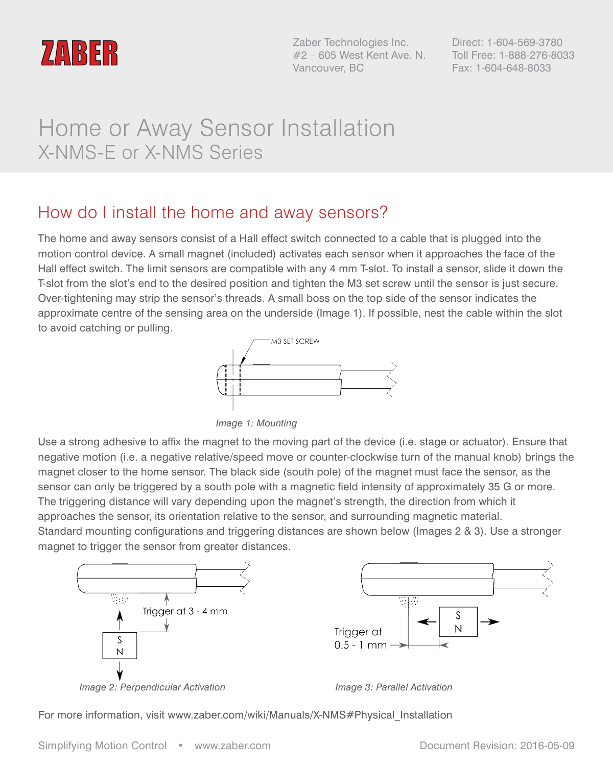Zaber Technologies Inc.
#2 – 605 West Kent Ave. N.
Vancouver, BC

Direct: 1-604-569-3780
Toll Free: 1-888-276-8033
Fax: 1-604-648-8033

# Home or Away Sensor Installation

## X-NMS-E or X-NMS Series

## How do I install the home and away sensors?

The home and away sensors consist of a Hall effect switch connected to a cable that is plugged into the motion control device. A small magnet (included) activates each sensor when it approaches the face of the Hall effect switch. The limit sensors are compatible with any 4 mm T-slot. To install a sensor, slide it down the T-slot from the slot's end to the desired position and tighten the M3 set screw until the sensor is just secure. Over-tightening may strip the sensor's threads. A small boss on the top side of the sensor indicates the approximate centre of the sensing area on the underside (Image 1). If possible, nest the cable within the slot to avoid catching or pulling.

M3 SET SCREW

*Image 1: Mounting*

Use a strong adhesive to affix the magnet to the moving part of the device (i.e. stage or actuator). Ensure that negative motion (i.e. a negative relative/speed move or counter-clockwise turn of the manual knob) brings the magnet closer to the home sensor. The black side (south pole) of the magnet must face the sensor, as the sensor can only be triggered by a south pole with a magnetic field intensity of approximately 35 G or more. The triggering distance will vary depending upon the magnet's strength, the direction from which it approaches the sensor, its orientation relative to the sensor, and surrounding magnetic material. Standard mounting configurations and triggering distances are shown below (Images 2 & 3). Use a stronger magnet to trigger the sensor from greater distances.

Trigger at 3 - 4 mm

S
N

*Image 2: Perpendicular Activation*

Trigger at 0.5 - 1 mm

S
N

*Image 3: Parallel Activation*

For more information, visit www.zaber.com/wiki/Manuals/X-NMS#Physical_Installation

Simplifying Motion Control • www.zaber.com

Document Revision: 2016-05-09